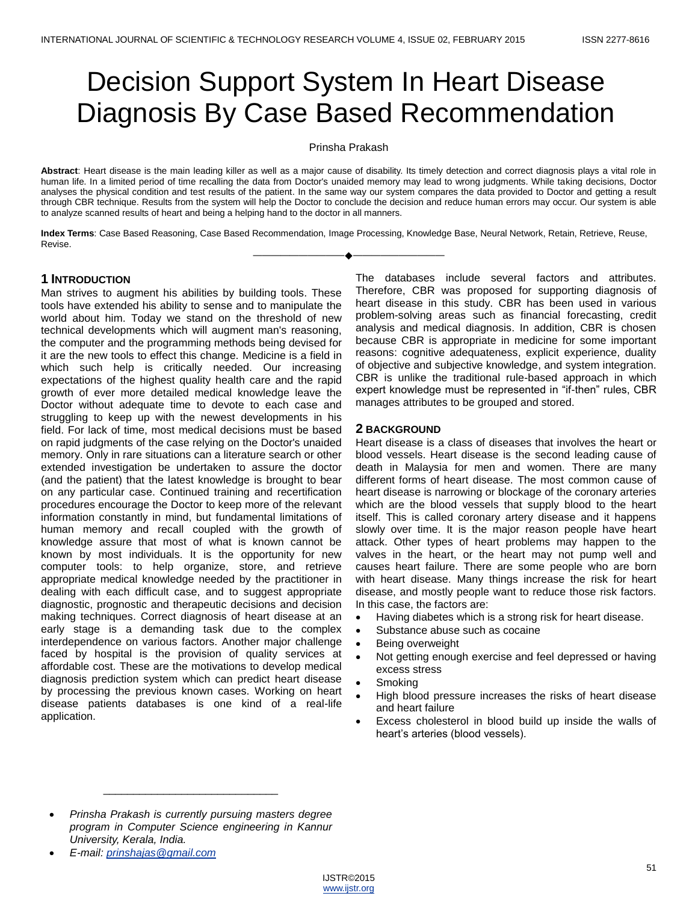# Decision Support System In Heart Disease Diagnosis By Case Based Recommendation

Prinsha Prakash

**Abstract**: Heart disease is the main leading killer as well as a major cause of disability. Its timely detection and correct diagnosis plays a vital role in human life. In a limited period of time recalling the data from Doctor's unaided memory may lead to wrong judgments. While taking decisions, Doctor analyses the physical condition and test results of the patient. In the same way our system compares the data provided to Doctor and getting a result through CBR technique. Results from the system will help the Doctor to conclude the decision and reduce human errors may occur. Our system is able to analyze scanned results of heart and being a helping hand to the doctor in all manners.

**Index Terms**: Case Based Reasoning, Case Based Recommendation, Image Processing, Knowledge Base, Neural Network, Retain, Retrieve, Reuse, Revise.

## 1 INTRODUCTION

Man strives to augment his abilities by building tools. These tools have extended his ability to sense and to manipulate the world about him. Today we stand on the threshold of new technical developments which will augment man's reasoning, the computer and the programming methods being devised for it are the new tools to effect this change. Medicine is a field in which such help is critically needed. Our increasing expectations of the highest quality health care and the rapid growth of ever more detailed medical knowledge leave the Doctor without adequate time to devote to each case and struggling to keep up with the newest developments in his field. For lack of time, most medical decisions must be based on rapid judgments of the case relying on the Doctor's unaided memory. Only in rare situations can a literature search or other extended investigation be undertaken to assure the doctor (and the patient) that the latest knowledge is brought to bear on any particular case. Continued training and recertification procedures encourage the Doctor to keep more of the relevant information constantly in mind, but fundamental limitations of human memory and recall coupled with the growth of knowledge assure that most of what is known cannot be known by most individuals. It is the opportunity for new computer tools: to help organize, store, and retrieve appropriate medical knowledge needed by the practitioner in dealing with each difficult case, and to suggest appropriate diagnostic, prognostic and therapeutic decisions and decision making techniques. Correct diagnosis of heart disease at an early stage is a demanding task due to the complex interdependence on various factors. Another major challenge faced by hospital is the provision of quality services at affordable cost. These are the motivations to develop medical diagnosis prediction system which can predict heart disease by processing the previous known cases. Working on heart disease patients databases is one kind of a real-life application. The databases include several factors and attributes. Therefore, CBR was proposed for supporting diagnosis of heart disease in this study. CBR has been used in various problem-solving areas such as financial forecasting, credit analysis and medical diagnosis. In addition, CBR is chosen because CBR is appropriate in medicine for some important reasons: cognitive adequateness, explicit experience, duality of objective and subjective knowledge, and system integration. CBR is unlike the traditional rule-based approach in which expert knowledge must be represented in "if-then" rules, CBR manages attributes to be grouped and stored.

## 2 BACKGROUND

Heart disease is a class of diseases that involves the heart or blood vessels. Heart disease is the second leading cause of death in Malaysia for men and women. There are many different forms of heart disease. The most common cause of heart disease is narrowing or blockage of the coronary arteries which are the blood vessels that supply blood to the heart itself. This is called coronary artery disease and it happens slowly over time. It is the major reason people have heart attack. Other types of heart problems may happen to the valves in the heart, or the heart may not pump well and causes heart failure. There are some people who are born with heart disease. Many things increase the risk for heart disease, and mostly people want to reduce those risk factors. In this case, the factors are:

- Having diabetes which is a strong risk for heart disease.
- Substance abuse such as cocaine
- Being overweight
- Not getting enough exercise and feel depressed or having excess stress
- Smoking
- High blood pressure increases the risks of heart disease and heart failure
- Excess cholesterol in blood build up inside the walls of heart's arteries (blood vessels).

---

- *Prinsha Prakash is currently pursuing masters degree program in Computer Science engineering in Kannur University, Kerala, India.*
- *E-mail: prinshajas@gmail.com*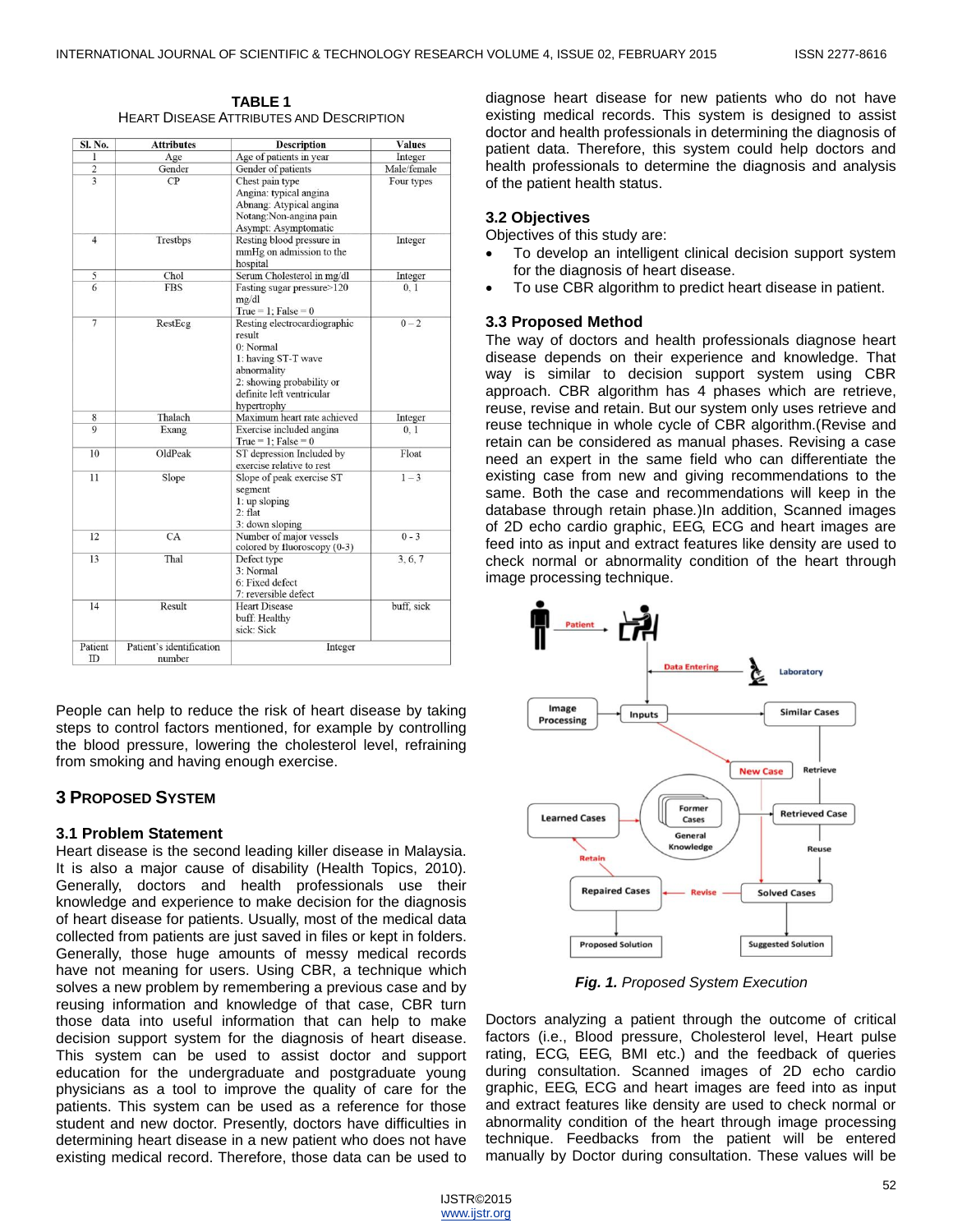**TABLE 1**
HEART DISEASE ATTRIBUTES AND DESCRIPTION

| Sl. No. | Attributes | Description | Values |
|---|---|---|---|
| 1 | Age | Age of patients in year | Integer |
| 2 | Gender | Gender of patients | Male/female |
| 3 | CP | Chest pain type<br>Angina: typical angina<br>Abnang: Atypical angina<br>Notang:Non-angina pain<br>Asympt: Asymptomatic | Four types |
| 4 | Trestbps | Resting blood pressure in mmHg on admission to the hospital | Integer |
| 5 | Chol | Serum Cholesterol in mg/dl | Integer |
| 6 | FBS | Fasting sugar pressure>120 mg/dl<br>True = 1; False = 0 | 0, 1 |
| 7 | RestEcg | Resting electrocardiographic result<br>0: Normal<br>1: having ST-T wave abnormality<br>2: showing probability or definite left ventricular hypertrophy | 0 – 2 |
| 8 | Thalach | Maximum heart rate achieved | Integer |
| 9 | Exang | Exercise included angina<br>True = 1; False = 0 | 0, 1 |
| 10 | OldPeak | ST depression Included by exercise relative to rest | Float |
| 11 | Slope | Slope of peak exercise ST segment<br>1: up sloping<br>2: flat<br>3: down sloping | 1 – 3 |
| 12 | CA | Number of major vessels colored by fluoroscopy (0-3) | 0 - 3 |
| 13 | Thal | Defect type<br>3: Normal<br>6: Fixed defect<br>7: reversible defect | 3, 6, 7 |
| 14 | Result | Heart Disease<br>buff: Healthy<br>sick: Sick | buff, sick |
| Patient ID | Patient's identification number | Integer | |

People can help to reduce the risk of heart disease by taking steps to control factors mentioned, for example by controlling the blood pressure, lowering the cholesterol level, refraining from smoking and having enough exercise.

## 3 PROPOSED SYSTEM

### 3.1 Problem Statement

Heart disease is the second leading killer disease in Malaysia. It is also a major cause of disability (Health Topics, 2010). Generally, doctors and health professionals use their knowledge and experience to make decision for the diagnosis of heart disease for patients. Usually, most of the medical data collected from patients are just saved in files or kept in folders. Generally, those huge amounts of messy medical records have not meaning for users. Using CBR, a technique which solves a new problem by remembering a previous case and by reusing information and knowledge of that case, CBR turn those data into useful information that can help to make decision support system for the diagnosis of heart disease. This system can be used to assist doctor and support education for the undergraduate and postgraduate young physicians as a tool to improve the quality of care for the patients. This system can be used as a reference for those student and new doctor. Presently, doctors have difficulties in determining heart disease in a new patient who does not have existing medical record. Therefore, those data can be used to diagnose heart disease for new patients who do not have existing medical records. This system is designed to assist doctor and health professionals in determining the diagnosis of patient data. Therefore, this system could help doctors and health professionals to determine the diagnosis and analysis of the patient health status.

### 3.2 Objectives

Objectives of this study are:

- To develop an intelligent clinical decision support system for the diagnosis of heart disease.
- To use CBR algorithm to predict heart disease in patient.

### 3.3 Proposed Method

The way of doctors and health professionals diagnose heart disease depends on their experience and knowledge. That way is similar to decision support system using CBR approach. CBR algorithm has 4 phases which are retrieve, reuse, revise and retain. But our system only uses retrieve and reuse technique in whole cycle of CBR algorithm.(Revise and retain can be considered as manual phases. Revising a case need an expert in the same field who can differentiate the existing case from new and giving recommendations to the same. Both the case and recommendations will keep in the database through retain phase.)In addition, Scanned images of 2D echo cardio graphic, EEG, ECG and heart images are feed into as input and extract features like density are used to check normal or abnormality condition of the heart through image processing technique.

*Fig. 1. Proposed System Execution*

Doctors analyzing a patient through the outcome of critical factors (i.e., Blood pressure, Cholesterol level, Heart pulse rating, ECG, EEG, BMI etc.) and the feedback of queries during consultation. Scanned images of 2D echo cardio graphic, EEG, ECG and heart images are feed into as input and extract features like density are used to check normal or abnormality condition of the heart through image processing technique. Feedbacks from the patient will be entered manually by Doctor during consultation. These values will be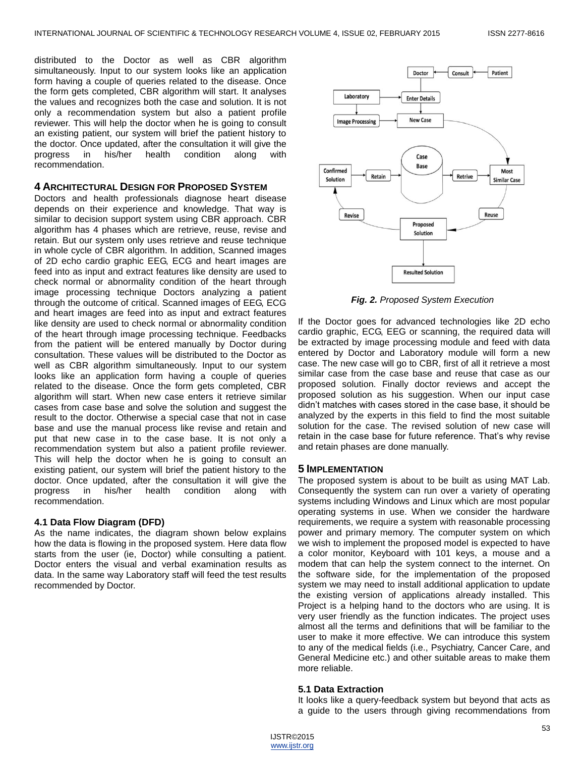distributed to the Doctor as well as CBR algorithm simultaneously. Input to our system looks like an application form having a couple of queries related to the disease. Once the form gets completed, CBR algorithm will start. It analyses the values and recognizes both the case and solution. It is not only a recommendation system but also a patient profile reviewer. This will help the doctor when he is going to consult an existing patient, our system will brief the patient history to the doctor. Once updated, after the consultation it will give the progress in his/her health condition along with recommendation.

## 4 Architectural Design for Proposed System

Doctors and health professionals diagnose heart disease depends on their experience and knowledge. That way is similar to decision support system using CBR approach. CBR algorithm has 4 phases which are retrieve, reuse, revise and retain. But our system only uses retrieve and reuse technique in whole cycle of CBR algorithm. In addition, Scanned images of 2D echo cardio graphic EEG, ECG and heart images are feed into as input and extract features like density are used to check normal or abnormality condition of the heart through image processing technique Doctors analyzing a patient through the outcome of critical. Scanned images of EEG, ECG and heart images are feed into as input and extract features like density are used to check normal or abnormality condition of the heart through image processing technique. Feedbacks from the patient will be entered manually by Doctor during consultation. These values will be distributed to the Doctor as well as CBR algorithm simultaneously. Input to our system looks like an application form having a couple of queries related to the disease. Once the form gets completed, CBR algorithm will start. When new case enters it retrieve similar cases from case base and solve the solution and suggest the result to the doctor. Otherwise a special case that not in case base and use the manual process like revise and retain and put that new case in to the case base. It is not only a recommendation system but also a patient profile reviewer. This will help the doctor when he is going to consult an existing patient, our system will brief the patient history to the doctor. Once updated, after the consultation it will give the progress in his/her health condition along with recommendation.

### 4.1 Data Flow Diagram (DFD)

As the name indicates, the diagram shown below explains how the data is flowing in the proposed system. Here data flow starts from the user (ie, Doctor) while consulting a patient. Doctor enters the visual and verbal examination results as data. In the same way Laboratory staff will feed the test results recommended by Doctor.

***Fig. 2.*** *Proposed System Execution*

If the Doctor goes for advanced technologies like 2D echo cardio graphic, ECG, EEG or scanning, the required data will be extracted by image processing module and feed with data entered by Doctor and Laboratory module will form a new case. The new case will go to CBR, first of all it retrieve a most similar case from the case base and reuse that case as our proposed solution. Finally doctor reviews and accept the proposed solution as his suggestion. When our input case didn't matches with cases stored in the case base, it should be analyzed by the experts in this field to find the most suitable solution for the case. The revised solution of new case will retain in the case base for future reference. That's why revise and retain phases are done manually.

## 5 Implementation

The proposed system is about to be built as using MAT Lab. Consequently the system can run over a variety of operating systems including Windows and Linux which are most popular operating systems in use. When we consider the hardware requirements, we require a system with reasonable processing power and primary memory. The computer system on which we wish to implement the proposed model is expected to have a color monitor, Keyboard with 101 keys, a mouse and a modem that can help the system connect to the internet. On the software side, for the implementation of the proposed system we may need to install additional application to update the existing version of applications already installed. This Project is a helping hand to the doctors who are using. It is very user friendly as the function indicates. The project uses almost all the terms and definitions that will be familiar to the user to make it more effective. We can introduce this system to any of the medical fields (i.e., Psychiatry, Cancer Care, and General Medicine etc.) and other suitable areas to make them more reliable.

### 5.1 Data Extraction

It looks like a query-feedback system but beyond that acts as a guide to the users through giving recommendations from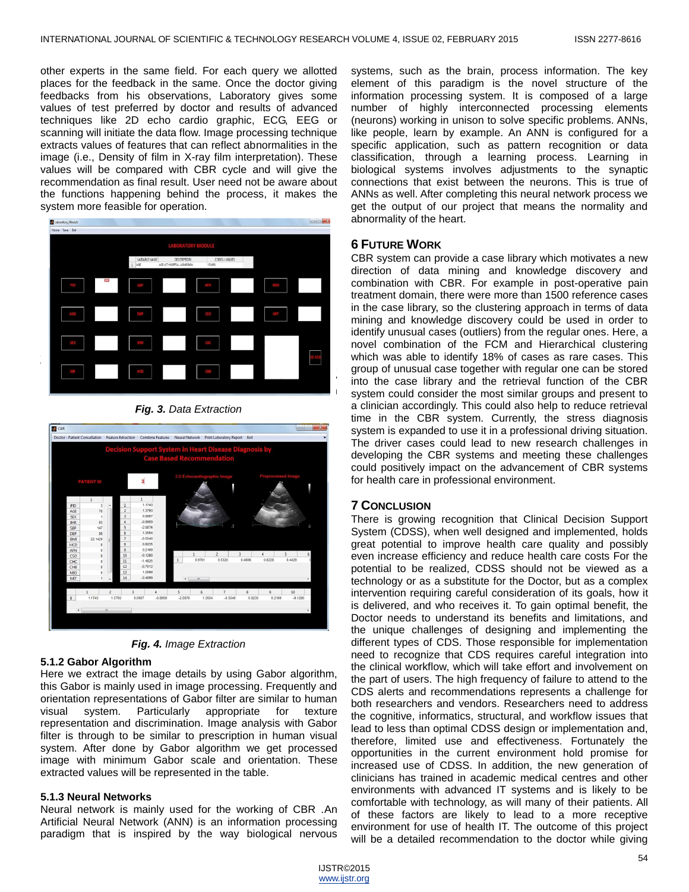other experts in the same field. For each query we allotted places for the feedback in the same. Once the doctor giving feedbacks from his observations, Laboratory gives some values of test preferred by doctor and results of advanced techniques like 2D echo cardio graphic, ECG, EEG or scanning will initiate the data flow. Image processing technique extracts values of features that can reflect abnormalities in the image (i.e., Density of film in X-ray film interpretation). These values will be compared with CBR cycle and will give the recommendation as final result. User need not be aware about the functions happening behind the process, it makes the system more feasible for operation.

***Fig. 3.*** *Data Extraction*

***Fig. 4.*** *Image Extraction*

### 5.1.2 Gabor Algorithm

Here we extract the image details by using Gabor algorithm, this Gabor is mainly used in image processing. Frequently and orientation representations of Gabor filter are similar to human visual system. Particularly appropriate for texture representation and discrimination. Image analysis with Gabor filter is through to be similar to prescription in human visual system. After done by Gabor algorithm we get processed image with minimum Gabor scale and orientation. These extracted values will be represented in the table.

### 5.1.3 Neural Networks

Neural network is mainly used for the working of CBR .An Artificial Neural Network (ANN) is an information processing paradigm that is inspired by the way biological nervous systems, such as the brain, process information. The key element of this paradigm is the novel structure of the information processing system. It is composed of a large number of highly interconnected processing elements (neurons) working in unison to solve specific problems. ANNs, like people, learn by example. An ANN is configured for a specific application, such as pattern recognition or data classification, through a learning process. Learning in biological systems involves adjustments to the synaptic connections that exist between the neurons. This is true of ANNs as well. After completing this neural network process we get the output of our project that means the normality and abnormality of the heart.

## 6 Future Work

CBR system can provide a case library which motivates a new direction of data mining and knowledge discovery and combination with CBR. For example in post-operative pain treatment domain, there were more than 1500 reference cases in the case library, so the clustering approach in terms of data mining and knowledge discovery could be used in order to identify unusual cases (outliers) from the regular ones. Here, a novel combination of the FCM and Hierarchical clustering which was able to identify 18% of cases as rare cases. This group of unusual case together with regular one can be stored into the case library and the retrieval function of the CBR system could consider the most similar groups and present to a clinician accordingly. This could also help to reduce retrieval time in the CBR system. Currently, the stress diagnosis system is expanded to use it in a professional driving situation. The driver cases could lead to new research challenges in developing the CBR systems and meeting these challenges could positively impact on the advancement of CBR systems for health care in professional environment.

## 7 Conclusion

There is growing recognition that Clinical Decision Support System (CDSS), when well designed and implemented, holds great potential to improve health care quality and possibly even increase efficiency and reduce health care costs For the potential to be realized, CDSS should not be viewed as a technology or as a substitute for the Doctor, but as a complex intervention requiring careful consideration of its goals, how it is delivered, and who receives it. To gain optimal benefit, the Doctor needs to understand its benefits and limitations, and the unique challenges of designing and implementing the different types of CDS. Those responsible for implementation need to recognize that CDS requires careful integration into the clinical workflow, which will take effort and involvement on the part of users. The high frequency of failure to attend to the CDS alerts and recommendations represents a challenge for both researchers and vendors. Researchers need to address the cognitive, informatics, structural, and workflow issues that lead to less than optimal CDSS design or implementation and, therefore, limited use and effectiveness. Fortunately the opportunities in the current environment hold promise for increased use of CDSS. In addition, the new generation of clinicians has trained in academic medical centres and other environments with advanced IT systems and is likely to be comfortable with technology, as will many of their patients. All of these factors are likely to lead to a more receptive environment for use of health IT. The outcome of this project will be a detailed recommendation to the doctor while giving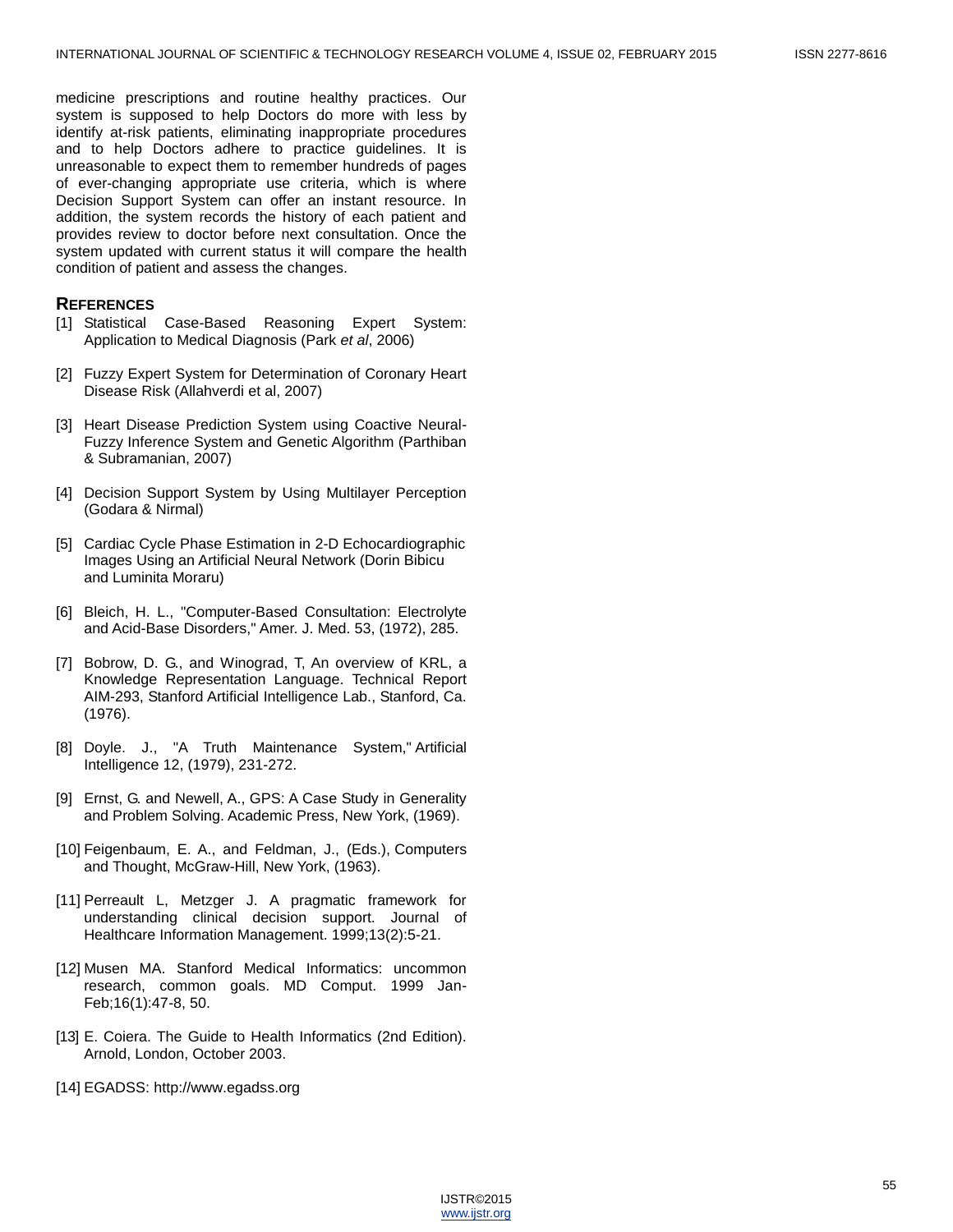medicine prescriptions and routine healthy practices. Our system is supposed to help Doctors do more with less by identify at-risk patients, eliminating inappropriate procedures and to help Doctors adhere to practice guidelines. It is unreasonable to expect them to remember hundreds of pages of ever-changing appropriate use criteria, which is where Decision Support System can offer an instant resource. In addition, the system records the history of each patient and provides review to doctor before next consultation. Once the system updated with current status it will compare the health condition of patient and assess the changes.

## REFERENCES

[1] Statistical Case-Based Reasoning Expert System: Application to Medical Diagnosis (Park *et al*, 2006)

[2] Fuzzy Expert System for Determination of Coronary Heart Disease Risk (Allahverdi et al, 2007)

[3] Heart Disease Prediction System using Coactive Neural-Fuzzy Inference System and Genetic Algorithm (Parthiban & Subramanian, 2007)

[4] Decision Support System by Using Multilayer Perception (Godara & Nirmal)

[5] Cardiac Cycle Phase Estimation in 2-D Echocardiographic Images Using an Artificial Neural Network (Dorin Bibicu and Luminita Moraru)

[6] Bleich, H. L., "Computer-Based Consultation: Electrolyte and Acid-Base Disorders," Amer. J. Med. 53, (1972), 285.

[7] Bobrow, D. G., and Winograd, T, An overview of KRL, a Knowledge Representation Language. Technical Report AIM-293, Stanford Artificial Intelligence Lab., Stanford, Ca. (1976).

[8] Doyle. J., "A Truth Maintenance System," Artificial Intelligence 12, (1979), 231-272.

[9] Ernst, G. and Newell, A., GPS: A Case Study in Generality and Problem Solving. Academic Press, New York, (1969).

[10] Feigenbaum, E. A., and Feldman, J., (Eds.), Computers and Thought, McGraw-Hill, New York, (1963).

[11] Perreault L, Metzger J. A pragmatic framework for understanding clinical decision support. Journal of Healthcare Information Management. 1999;13(2):5-21.

[12] Musen MA. Stanford Medical Informatics: uncommon research, common goals. MD Comput. 1999 Jan-Feb;16(1):47-8, 50.

[13] E. Coiera. The Guide to Health Informatics (2nd Edition). Arnold, London, October 2003.

[14] EGADSS: http://www.egadss.org